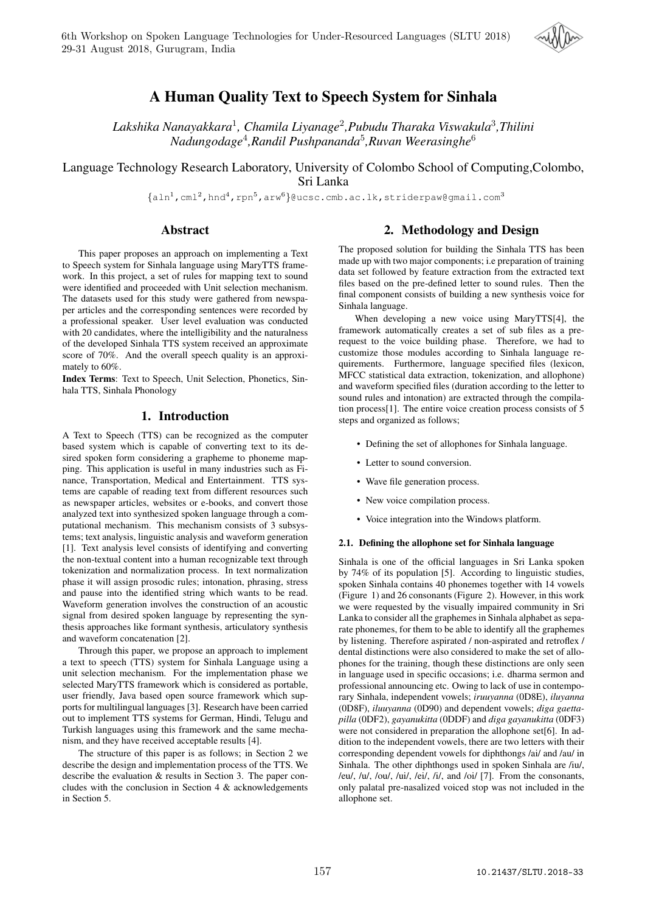# A Human Quality Text to Speech System for Sinhala

*Lakshika Nanayakkara[1], Chamila Liyanage[2], Pubudu Tharaka Viswakula[3], Thilini Nadungodage[4], Randil Pushpananda[5], Ruvan Weerasinghe[6]*

Language Technology Research Laboratory, University of Colombo School of Computing, Colombo, Sri Lanka

{aln[1],cml[2],hnd[4],rpn[5],arw[6]}@ucsc.cmb.ac.lk, striderpaw@gmail.com[3]

## Abstract

This paper proposes an approach on implementing a Text to Speech system for Sinhala language using MaryTTS framework. In this project, a set of rules for mapping text to sound were identified and proceeded with Unit selection mechanism. The datasets used for this study were gathered from newspaper articles and the corresponding sentences were recorded by a professional speaker. User level evaluation was conducted with 20 candidates, where the intelligibility and the naturalness of the developed Sinhala TTS system received an approximate score of 70%. And the overall speech quality is an approximately to 60%.

**Index Terms**: Text to Speech, Unit Selection, Phonetics, Sinhala TTS, Sinhala Phonology

## 1. Introduction

A Text to Speech (TTS) can be recognized as the computer based system which is capable of converting text to its desired spoken form considering a grapheme to phoneme mapping. This application is useful in many industries such as Finance, Transportation, Medical and Entertainment. TTS systems are capable of reading text from different resources such as newspaper articles, websites or e-books, and convert those analyzed text into synthesized spoken language through a computational mechanism. This mechanism consists of 3 subsystems; text analysis, linguistic analysis and waveform generation [1]. Text analysis level consists of identifying and converting the non-textual content into a human recognizable text through tokenization and normalization process. In text normalization phase it will assign prosodic rules; intonation, phrasing, stress and pause into the identified string which wants to be read. Waveform generation involves the construction of an acoustic signal from desired spoken language by representing the synthesis approaches like formant synthesis, articulatory synthesis and waveform concatenation [2].

Through this paper, we propose an approach to implement a text to speech (TTS) system for Sinhala Language using a unit selection mechanism. For the implementation phase we selected MaryTTS framework which is considered as portable, user friendly, Java based open source framework which supports for multilingual languages [3]. Research have been carried out to implement TTS systems for German, Hindi, Telugu and Turkish languages using this framework and the same mechanism, and they have received acceptable results [4].

The structure of this paper is as follows; in Section 2 we describe the design and implementation process of the TTS. We describe the evaluation & results in Section 3. The paper concludes with the conclusion in Section 4 & acknowledgements in Section 5.

## 2. Methodology and Design

The proposed solution for building the Sinhala TTS has been made up with two major components; i.e preparation of training data set followed by feature extraction from the extracted text files based on the pre-defined letter to sound rules. Then the final component consists of building a new synthesis voice for Sinhala language.

When developing a new voice using MaryTTS[4], the framework automatically creates a set of sub files as a pre-request to the voice building phase. Therefore, we had to customize those modules according to Sinhala language requirements. Furthermore, language specified files (lexicon, MFCC statistical data extraction, tokenization, and allophone) and waveform specified files (duration according to the letter to sound rules and intonation) are extracted through the compilation process[1]. The entire voice creation process consists of 5 steps and organized as follows;

- Defining the set of allophones for Sinhala language.
- Letter to sound conversion.
- Wave file generation process.
- New voice compilation process.
- Voice integration into the Windows platform.

### 2.1. Defining the allophone set for Sinhala language

Sinhala is one of the official languages in Sri Lanka spoken by 74% of its population [5]. According to linguistic studies, spoken Sinhala contains 40 phonemes together with 14 vowels (Figure 1) and 26 consonants (Figure 2). However, in this work we were requested by the visually impaired community in Sri Lanka to consider all the graphemes in Sinhala alphabet as separate phonemes, for them to be able to identify all the graphemes by listening. Therefore aspirated / non-aspirated and retroflex / dental distinctions were also considered to make the set of allophones for the training, though these distinctions are only seen in language used in specific occasions; i.e. dharma sermon and professional announcing etc. Owing to lack of use in contemporary Sinhala, independent vowels; *iruuyanna* (0D8E), *iluyanna* (0D8F), *iluuyanna* (0D90) and dependent vowels; *diga gaettapilla* (0DF2), *gayanukitta* (0DDF) and *diga gayanukitta* (0DF3) were not considered in preparation the allophone set[6]. In addition to the independent vowels, there are two letters with their corresponding dependent vowels for diphthongs /ai/ and /au/ in Sinhala. The other diphthongs used in spoken Sinhala are /iu/, /eu/, /u/, /ou/, /ui/, /ei/, /i/, and /oi/ [7]. From the consonants, only palatal pre-nasalized voiced stop was not included in the allophone set.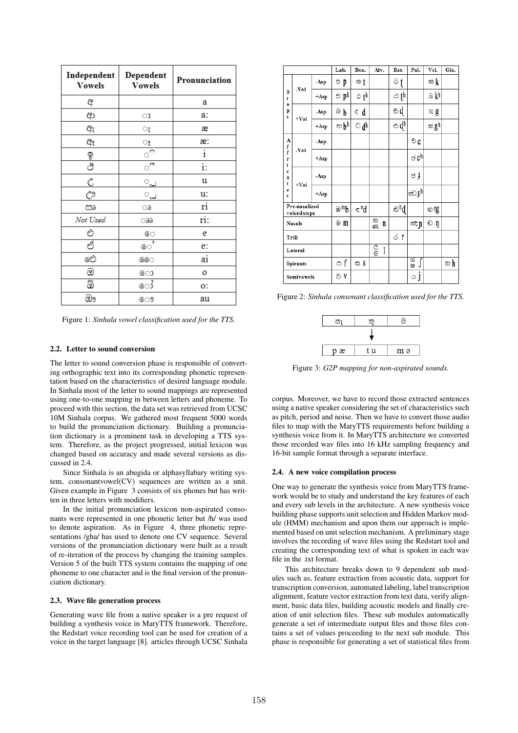| Independent Vowels | Dependent Vowels | Pronunciation |
|---|---|---|
| අ | | a |
| ආ | ා | a: |
| ඇ | ැ | æ |
| ඈ | ෑ | æ: |
| ඉ | ි | i |
| ඊ | ී | i: |
| උ | ු | u |
| ඌ | ූ | u: |
| ඍ | ෘ | ri |
| *Not Used* | ෲ | ri: |
| එ | ෙ | e |
| ඒ | ේ | e: |
| ඓ | ෛ | ai |
| ඔ | ො | o |
| ඕ | ෝ | o: |
| ඖ | ෞ | au |

Figure 1: *Sinhala vowel classification used for the TTS.*

| | | | Lab. | Den. | Alv. | Ret. | Pal. | Vel. | Glo. |
|---|---|---|---|---|---|---|---|---|---|
| Stops | -Voi | -Asp | ප p | ත t | | ට ʈ | | ක k | |
| | | +Asp | ඵ pʰ | ථ tʰ | | ඨ ʈʰ | | ඛ kʰ | |
| | +Voi | -Asp | බ b | ද d | | ඩ ɖ | | ග g | |
| | | +Asp | භ bʰ | ධ dʰ | | ඪ ɖʰ | | ඝ gʰ | |
| Affricates | -Voi | -Asp | | | | | ච c | | |
| | | +Asp | | | | | ඡ cʰ | | |
| | +Voi | -Asp | | | | | ජ ɟ | | |
| | | +Asp | | | | | ඣ ɟʰ | | |
| Pre-nasalized voiced stops | | | ඹ ᵐb | ඳ ⁿd | | ඬ ⁿɖ | | ඟ ᵑg | |
| Nasals | | | ම m | | න ණ n | | ඤ ɲ | ඞ ŋ | |
| Trill | | | | | | ර r | | | |
| Lateral | | | | | ල ළ l | | | | |
| Spirants | | | ෆ f | ස s | | | ශ ෂ ʃ | | හ h |
| Semivowels | | | ව v | | | | ය j | | |

Figure 2: *Sinhala consonant classification used for the TTS.*

| පැ | තු |ම |
|---|---|---|
| p æ | t u | m ə |

Figure 3: *G2P mapping for non-aspirated sounds.*

### 2.2. Letter to sound conversion

The letter to sound conversion phase is responsible of converting orthographic text into its corresponding phonetic representation based on the characteristics of desired language module. In Sinhala most of the letter to sound mappings are represented using one-to-one mapping in between letters and phoneme. To proceed with this section, the data set was retrieved from UCSC 10M Sinhala corpus. We gathered most frequent 5000 words to build the pronunciation dictionary. Building a pronunciation dictionary is a prominent task in developing a TTS system. Therefore, as the project progressed, initial lexicon was changed based on accuracy and made several versions as discussed in 2.4.

Since Sinhala is an abugida or alphasyllabary writing system, consonantvowel(CV) sequences are written as a unit. Given example in Figure 3 consists of six phones but has written in three letters with modifiers.

In the initial pronunciation lexicon non-aspirated consonants were represented in one phonetic letter but /h/ was used to denote aspiration. As in Figure 4, three phonetic representations /gha/ has used to denote one CV sequence. Several versions of the pronunciation dictionary were built as a result of re-iteration of the process by changing the training samples. Version 5 of the built TTS system contains the mapping of one phoneme to one character and is the final version of the pronunciation dictionary.

### 2.3. Wave file generation process

Generating wave file from a native speaker is a pre request of building a synthesis voice in MaryTTS framework. Therefore, the Redstart voice recording tool can be used for creation of a voice in the target language [8]. articles through UCSC Sinhala corpus. Moreover, we have to record those extracted sentences using a native speaker considering the set of characteristics such as pitch, period and noise. Then we have to convert those audio files to map with the MaryTTS requirements before building a synthesis voice from it. In MaryTTS architecture we converted those recorded wav files into 16 kHz sampling frequency and 16-bit sample format through a separate interface.

### 2.4. A new voice compilation process

One way to generate the synthesis voice from MaryTTS framework would be to study and understand the key features of each and every sub levels in the architecture. A new synthesis voice building phase supports unit selection and Hidden Markov module (HMM) mechanism and upon them our approach is implemented based on unit selection mechanism. A preliminary stage involves the recording of wave files using the Redstart tool and creating the corresponding text of what is spoken in each wav file in the .txt format.

This architecture breaks down to 9 dependent sub modules such as, feature extraction from acoustic data, support for transcription conversion, automated labeling, label transcription alignment, feature vector extraction from text data, verify alignment, basic data files, building acoustic models and finally creation of unit selection files. These sub modules automatically generate a set of intermediate output files and those files contains a set of values proceeding to the next sub module. This phase is responsible for generating a set of statistical files from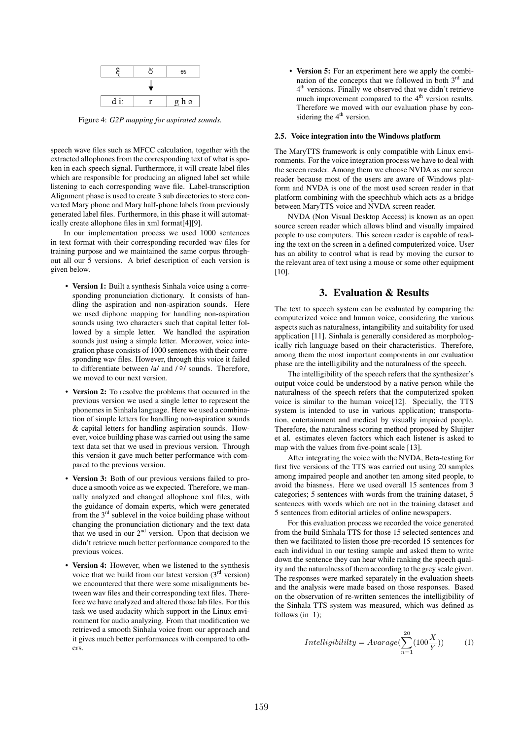| දී | ර | ඝ |
| --- | --- | --- |
| d iː | r | g h ə |

Figure 4: *G2P mapping for aspirated sounds.*

speech wave files such as MFCC calculation, together with the extracted allophones from the corresponding text of what is spoken in each speech signal. Furthermore, it will create label files which are responsible for producing an aligned label set while listening to each corresponding wave file. Label-transcription Alignment phase is used to create 3 sub directories to store converted Mary phone and Mary half-phone labels from previously generated label files. Furthermore, in this phase it will automatically create allophone files in xml format[4][9].

In our implementation process we used 1000 sentences in text format with their corresponding recorded wav files for training purpose and we maintained the same corpus throughout all our 5 versions. A brief description of each version is given below.

- **Version 1:** Built a synthesis Sinhala voice using a corresponding pronunciation dictionary. It consists of handling the aspiration and non-aspiration sounds. Here we used diphone mapping for handling non-aspiration sounds using two characters such that capital letter followed by a simple letter. We handled the aspiration sounds just using a simple letter. Moreover, voice integration phase consists of 1000 sentences with their corresponding wav files. However, through this voice it failed to differentiate between /a/ and / ə/ sounds. Therefore, we moved to our next version.
- **Version 2:** To resolve the problems that occurred in the previous version we used a single letter to represent the phonemes in Sinhala language. Here we used a combination of simple letters for handling non-aspiration sounds & capital letters for handling aspiration sounds. However, voice building phase was carried out using the same text data set that we used in previous version. Through this version it gave much better performance with compared to the previous version.
- **Version 3:** Both of our previous versions failed to produce a smooth voice as we expected. Therefore, we manually analyzed and changed allophone xml files, with the guidance of domain experts, which were generated from the 3rd sublevel in the voice building phase without changing the pronunciation dictionary and the text data that we used in our 2nd version. Upon that decision we didn't retrieve much better performance compared to the previous voices.
- **Version 4:** However, when we listened to the synthesis voice that we build from our latest version (3rd version) we encountered that there were some misalignments between wav files and their corresponding text files. Therefore we have analyzed and altered those lab files. For this task we used audacity which support in the Linux environment for audio analyzing. From that modification we retrieved a smooth Sinhala voice from our approach and it gives much better performances with compared to others.
- **Version 5:** For an experiment here we apply the combination of the concepts that we followed in both 3rd and 4th versions. Finally we observed that we didn't retrieve much improvement compared to the 4th version results. Therefore we moved with our evaluation phase by considering the 4th version.

### 2.5. Voice integration into the Windows platform

The MaryTTS framework is only compatible with Linux environments. For the voice integration process we have to deal with the screen reader. Among them we choose NVDA as our screen reader because most of the users are aware of Windows platform and NVDA is one of the most used screen reader in that platform combining with the speechhub which acts as a bridge between MaryTTS voice and NVDA screen reader.

NVDA (Non Visual Desktop Access) is known as an open source screen reader which allows blind and visually impaired people to use computers. This screen reader is capable of reading the text on the screen in a defined computerized voice. User has an ability to control what is read by moving the cursor to the relevant area of text using a mouse or some other equipment [10].

## 3. Evaluation & Results

The text to speech system can be evaluated by comparing the computerized voice and human voice, considering the various aspects such as naturalness, intangibility and suitability for used application [11]. Sinhala is generally considered as morphologically rich language based on their characteristics. Therefore, among them the most important components in our evaluation phase are the intelligibility and the naturalness of the speech.

The intelligibility of the speech refers that the synthesizer's output voice could be understood by a native person while the naturalness of the speech refers that the computerized spoken voice is similar to the human voice[12]. Specially, the TTS system is intended to use in various application; transportation, entertainment and medical by visually impaired people. Therefore, the naturalness scoring method proposed by Sluijter et al. estimates eleven factors which each listener is asked to map with the values from five-point scale [13].

After integrating the voice with the NVDA, Beta-testing for first five versions of the TTS was carried out using 20 samples among impaired people and another ten among sited people, to avoid the biasness. Here we used overall 15 sentences from 3 categories; 5 sentences with words from the training dataset, 5 sentences with words which are not in the training dataset and 5 sentences from editorial articles of online newspapers.

For this evaluation process we recorded the voice generated from the build Sinhala TTS for those 15 selected sentences and then we facilitated to listen those pre-recorded 15 sentences for each individual in our testing sample and asked them to write down the sentence they can hear while ranking the speech quality and the naturalness of them according to the grey scale given. The responses were marked separately in the evaluation sheets and the analysis were made based on those responses. Based on the observation of re-written sentences the intelligibility of the Sinhala TTS system was measured, which was defined as follows (in 1);

$$Intelligibililty = Avarage(\sum_{n=1}^{20}(100\frac{X}{Y})) \qquad (1)$$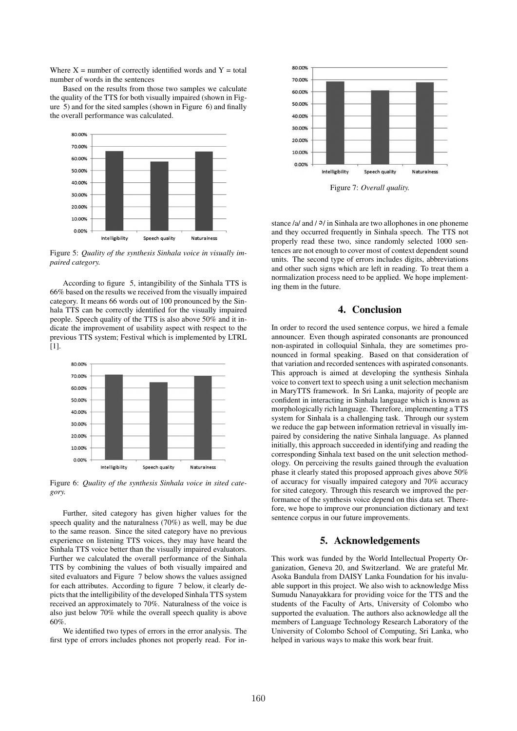Where X = number of correctly identified words and Y = total number of words in the sentences

Based on the results from those two samples we calculate the quality of the TTS for both visually impaired (shown in Figure 5) and for the sited samples (shown in Figure 6) and finally the overall performance was calculated.

Figure 5: *Quality of the synthesis Sinhala voice in visually impaired category.*

According to figure 5, intangibility of the Sinhala TTS is 66% based on the results we received from the visually impaired category. It means 66 words out of 100 pronounced by the Sinhala TTS can be correctly identified for the visually impaired people. Speech quality of the TTS is also above 50% and it indicate the improvement of usability aspect with respect to the previous TTS system; Festival which is implemented by LTRL [1].

Figure 6: *Quality of the synthesis Sinhala voice in sited category.*

Further, sited category has given higher values for the speech quality and the naturalness (70%) as well, may be due to the same reason. Since the sited category have no previous experience on listening TTS voices, they may have heard the Sinhala TTS voice better than the visually impaired evaluators. Further we calculated the overall performance of the Sinhala TTS by combining the values of both visually impaired and sited evaluators and Figure 7 below shows the values assigned for each attributes. According to figure 7 below, it clearly depicts that the intelligibility of the developed Sinhala TTS system received an approximately to 70%. Naturalness of the voice is also just below 70% while the overall speech quality is above 60%.

We identified two types of errors in the error analysis. The first type of errors includes phones not properly read. For instance /a/ and /ə/ in Sinhala are two allophones in one phoneme and they occurred frequently in Sinhala speech. The TTS not properly read these two, since randomly selected 1000 sentences are not enough to cover most of context dependent sound units. The second type of errors includes digits, abbreviations and other such signs which are left in reading. To treat them a normalization process need to be applied. We hope implementing them in the future.

Figure 7: *Overall quality.*

## 4. Conclusion

In order to record the used sentence corpus, we hired a female announcer. Even though aspirated consonants are pronounced non-aspirated in colloquial Sinhala, they are sometimes pronounced in formal speaking. Based on that consideration of that variation and recorded sentences with aspirated consonants. This approach is aimed at developing the synthesis Sinhala voice to convert text to speech using a unit selection mechanism in MaryTTS framework. In Sri Lanka, majority of people are confident in interacting in Sinhala language which is known as morphologically rich language. Therefore, implementing a TTS system for Sinhala is a challenging task. Through our system we reduce the gap between information retrieval in visually impaired by considering the native Sinhala language. As planned initially, this approach succeeded in identifying and reading the corresponding Sinhala text based on the unit selection methodology. On perceiving the results gained through the evaluation phase it clearly stated this proposed approach gives above 50% of accuracy for visually impaired category and 70% accuracy for sited category. Through this research we improved the performance of the synthesis voice depend on this data set. Therefore, we hope to improve our pronunciation dictionary and text sentence corpus in our future improvements.

## 5. Acknowledgements

This work was funded by the World Intellectual Property Organization, Geneva 20, and Switzerland. We are grateful Mr. Asoka Bandula from DAISY Lanka Foundation for his invaluable support in this project. We also wish to acknowledge Miss Sumudu Nanayakkara for providing voice for the TTS and the students of the Faculty of Arts, University of Colombo who supported the evaluation. The authors also acknowledge all the members of Language Technology Research Laboratory of the University of Colombo School of Computing, Sri Lanka, who helped in various ways to make this work bear fruit.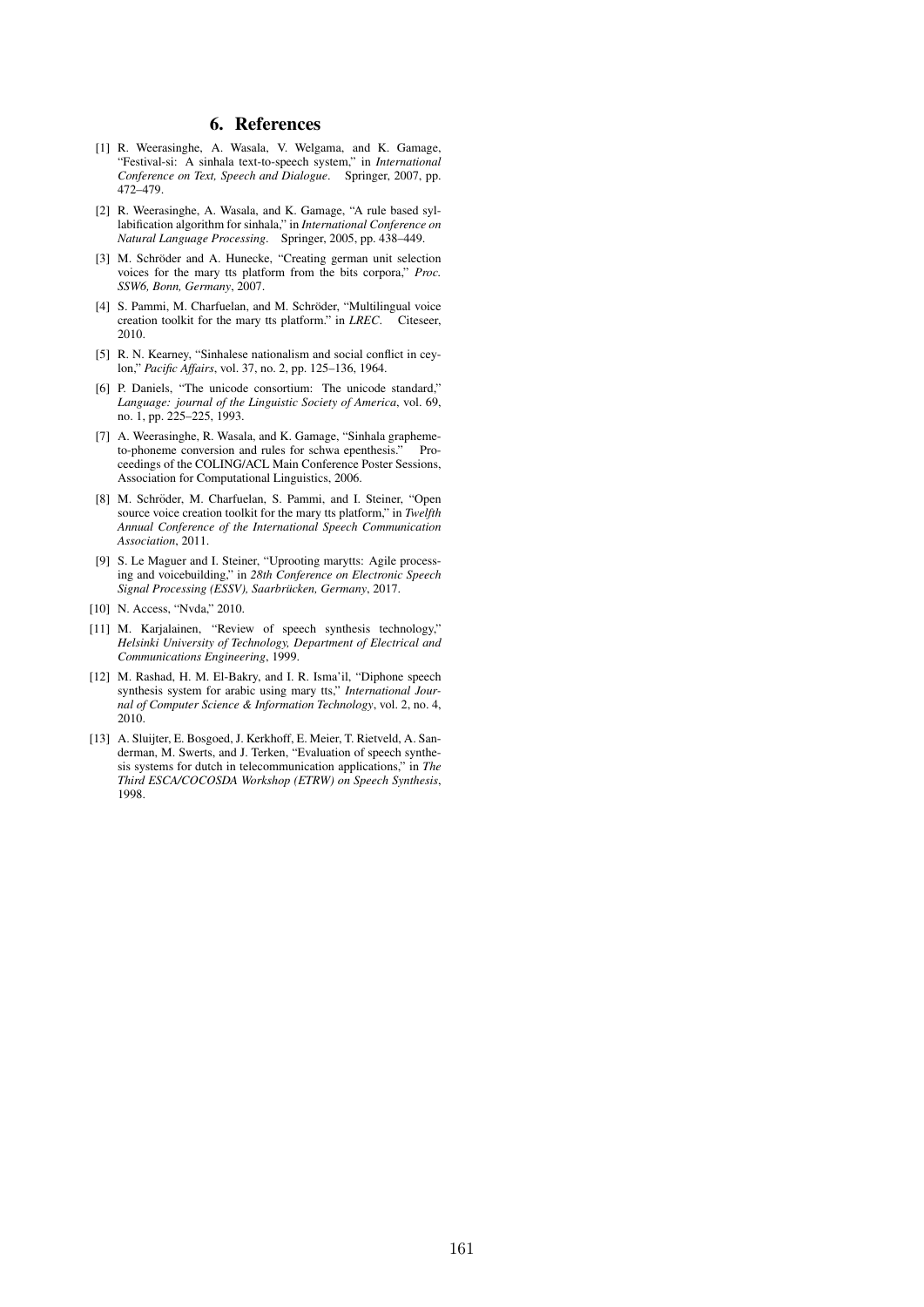## 6. References

[1] R. Weerasinghe, A. Wasala, V. Welgama, and K. Gamage, "Festival-si: A sinhala text-to-speech system," in *International Conference on Text, Speech and Dialogue*. Springer, 2007, pp. 472–479.

[2] R. Weerasinghe, A. Wasala, and K. Gamage, "A rule based syllabification algorithm for sinhala," in *International Conference on Natural Language Processing*. Springer, 2005, pp. 438–449.

[3] M. Schröder and A. Hunecke, "Creating german unit selection voices for the mary tts platform from the bits corpora," *Proc. SSW6, Bonn, Germany*, 2007.

[4] S. Pammi, M. Charfuelan, and M. Schröder, "Multilingual voice creation toolkit for the mary tts platform." in *LREC*. Citeseer, 2010.

[5] R. N. Kearney, "Sinhalese nationalism and social conflict in ceylon," *Pacific Affairs*, vol. 37, no. 2, pp. 125–136, 1964.

[6] P. Daniels, "The unicode consortium: The unicode standard," *Language: journal of the Linguistic Society of America*, vol. 69, no. 1, pp. 225–225, 1993.

[7] A. Weerasinghe, R. Wasala, and K. Gamage, "Sinhala grapheme-to-phoneme conversion and rules for schwa epenthesis." Proceedings of the COLING/ACL Main Conference Poster Sessions, Association for Computational Linguistics, 2006.

[8] M. Schröder, M. Charfuelan, S. Pammi, and I. Steiner, "Open source voice creation toolkit for the mary tts platform," in *Twelfth Annual Conference of the International Speech Communication Association*, 2011.

[9] S. Le Maguer and I. Steiner, "Uprooting marytts: Agile processing and voicebuilding," in *28th Conference on Electronic Speech Signal Processing (ESSV), Saarbrücken, Germany*, 2017.

[10] N. Access, "Nvda," 2010.

[11] M. Karjalainen, "Review of speech synthesis technology," *Helsinki University of Technology, Department of Electrical and Communications Engineering*, 1999.

[12] M. Rashad, H. M. El-Bakry, and I. R. Isma'il, "Diphone speech synthesis system for arabic using mary tts," *International Journal of Computer Science & Information Technology*, vol. 2, no. 4, 2010.

[13] A. Sluijter, E. Bosgoed, J. Kerkhoff, E. Meier, T. Rietveld, A. Sanderman, M. Swerts, and J. Terken, "Evaluation of speech synthesis systems for dutch in telecommunication applications," in *The Third ESCA/COCOSDA Workshop (ETRW) on Speech Synthesis*, 1998.